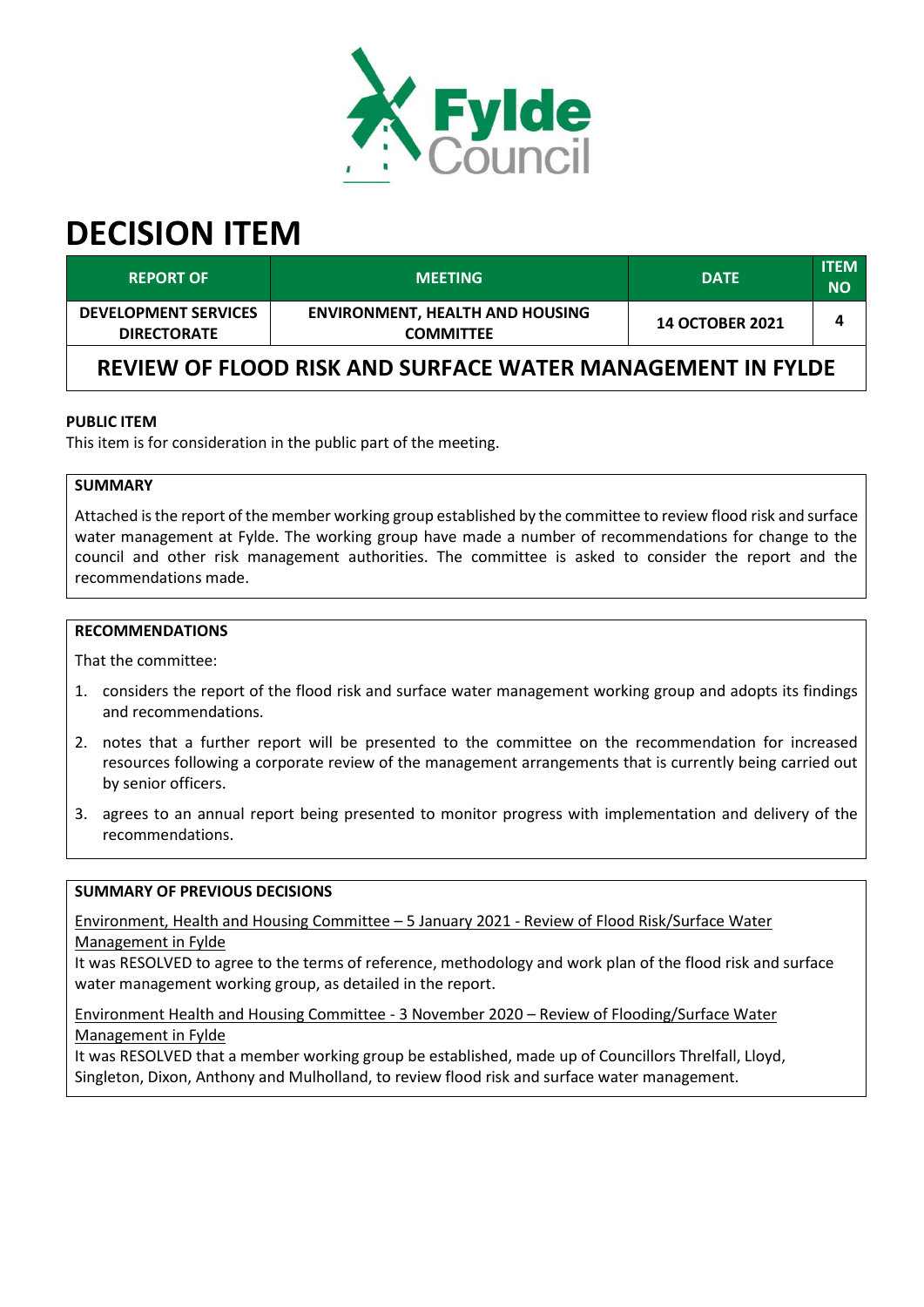Fylde Council

# DECISION ITEM

| REPORT OF | MEETING | DATE | ITEM NO |
|---|---|---|---|
| DEVELOPMENT SERVICES DIRECTORATE | ENVIRONMENT, HEALTH AND HOUSING COMMITTEE | 14 OCTOBER 2021 | 4 |

## REVIEW OF FLOOD RISK AND SURFACE WATER MANAGEMENT IN FYLDE

**PUBLIC ITEM**

This item is for consideration in the public part of the meeting.

**SUMMARY**

Attached is the report of the member working group established by the committee to review flood risk and surface water management at Fylde. The working group have made a number of recommendations for change to the council and other risk management authorities. The committee is asked to consider the report and the recommendations made.

**RECOMMENDATIONS**

That the committee:

1. considers the report of the flood risk and surface water management working group and adopts its findings and recommendations.
2. notes that a further report will be presented to the committee on the recommendation for increased resources following a corporate review of the management arrangements that is currently being carried out by senior officers.
3. agrees to an annual report being presented to monitor progress with implementation and delivery of the recommendations.

**SUMMARY OF PREVIOUS DECISIONS**

Environment, Health and Housing Committee – 5 January 2021 - Review of Flood Risk/Surface Water Management in Fylde

It was RESOLVED to agree to the terms of reference, methodology and work plan of the flood risk and surface water management working group, as detailed in the report.

Environment Health and Housing Committee - 3 November 2020 – Review of Flooding/Surface Water Management in Fylde

It was RESOLVED that a member working group be established, made up of Councillors Threlfall, Lloyd, Singleton, Dixon, Anthony and Mulholland, to review flood risk and surface water management.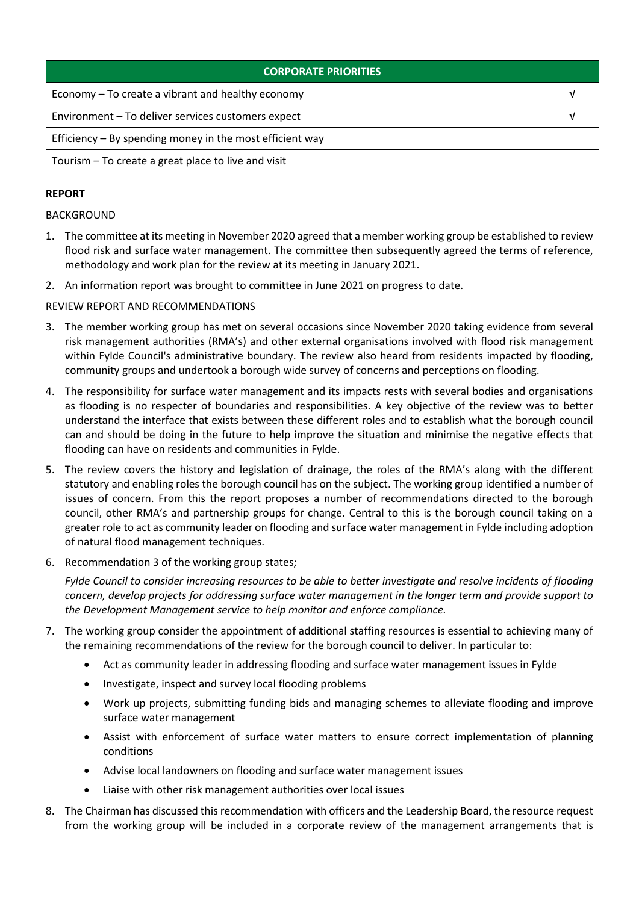| CORPORATE PRIORITIES | |
|---|---|
| Economy – To create a vibrant and healthy economy | √ |
| Environment – To deliver services customers expect | √ |
| Efficiency – By spending money in the most efficient way | |
| Tourism – To create a great place to live and visit | |

**REPORT**

BACKGROUND

1. The committee at its meeting in November 2020 agreed that a member working group be established to review flood risk and surface water management. The committee then subsequently agreed the terms of reference, methodology and work plan for the review at its meeting in January 2021.
2. An information report was brought to committee in June 2021 on progress to date.

REVIEW REPORT AND RECOMMENDATIONS

3. The member working group has met on several occasions since November 2020 taking evidence from several risk management authorities (RMA's) and other external organisations involved with flood risk management within Fylde Council's administrative boundary. The review also heard from residents impacted by flooding, community groups and undertook a borough wide survey of concerns and perceptions on flooding.
4. The responsibility for surface water management and its impacts rests with several bodies and organisations as flooding is no respecter of boundaries and responsibilities. A key objective of the review was to better understand the interface that exists between these different roles and to establish what the borough council can and should be doing in the future to help improve the situation and minimise the negative effects that flooding can have on residents and communities in Fylde.
5. The review covers the history and legislation of drainage, the roles of the RMA's along with the different statutory and enabling roles the borough council has on the subject. The working group identified a number of issues of concern. From this the report proposes a number of recommendations directed to the borough council, other RMA's and partnership groups for change. Central to this is the borough council taking on a greater role to act as community leader on flooding and surface water management in Fylde including adoption of natural flood management techniques.
6. Recommendation 3 of the working group states;

   *Fylde Council to consider increasing resources to be able to better investigate and resolve incidents of flooding concern, develop projects for addressing surface water management in the longer term and provide support to the Development Management service to help monitor and enforce compliance.*

7. The working group consider the appointment of additional staffing resources is essential to achieving many of the remaining recommendations of the review for the borough council to deliver. In particular to:
   - Act as community leader in addressing flooding and surface water management issues in Fylde
   - Investigate, inspect and survey local flooding problems
   - Work up projects, submitting funding bids and managing schemes to alleviate flooding and improve surface water management
   - Assist with enforcement of surface water matters to ensure correct implementation of planning conditions
   - Advise local landowners on flooding and surface water management issues
   - Liaise with other risk management authorities over local issues
8. The Chairman has discussed this recommendation with officers and the Leadership Board, the resource request from the working group will be included in a corporate review of the management arrangements that is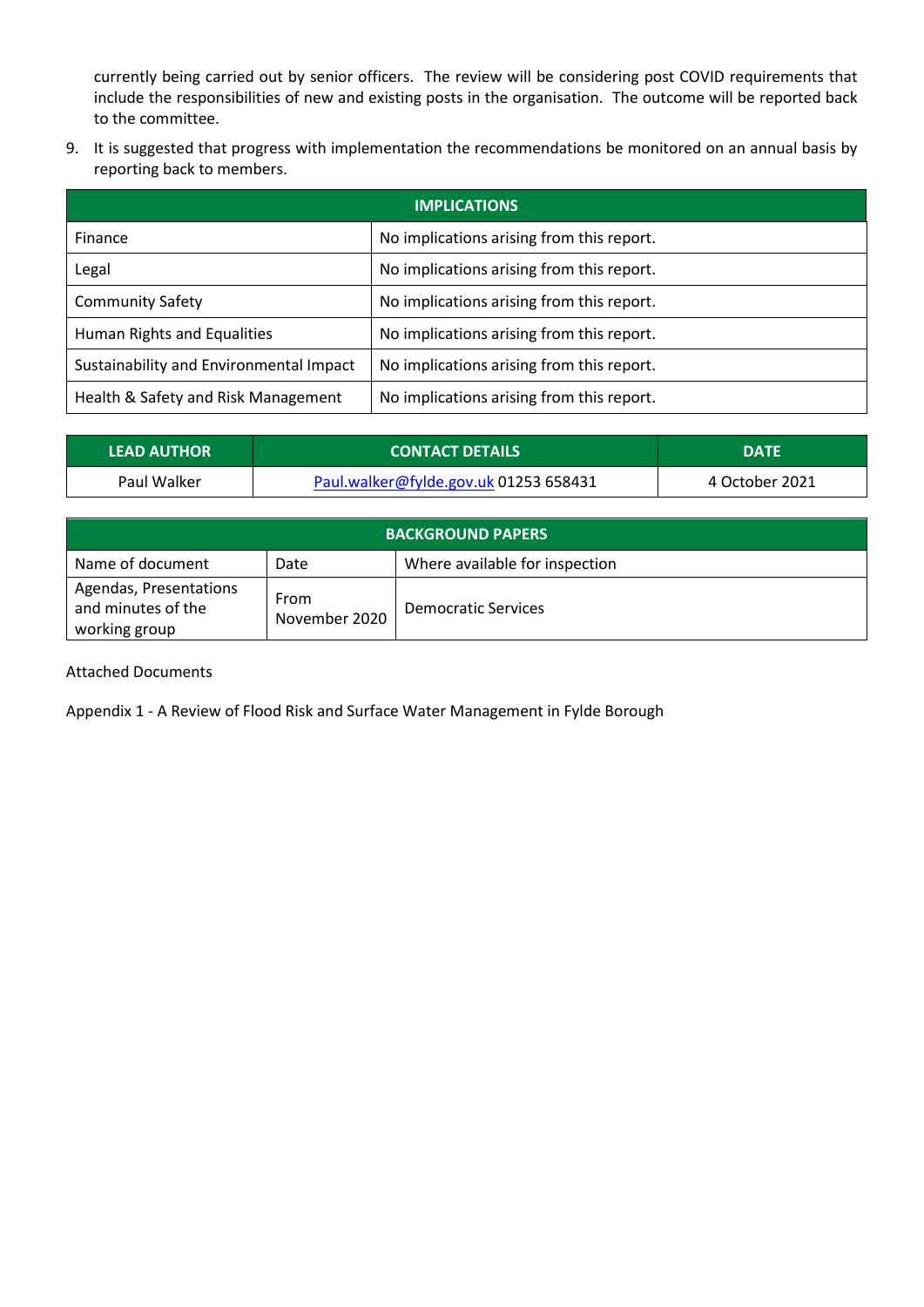currently being carried out by senior officers. The review will be considering post COVID requirements that include the responsibilities of new and existing posts in the organisation. The outcome will be reported back to the committee.

9. It is suggested that progress with implementation the recommendations be monitored on an annual basis by reporting back to members.

| IMPLICATIONS | |
|---|---|
| Finance | No implications arising from this report. |
| Legal | No implications arising from this report. |
| Community Safety | No implications arising from this report. |
| Human Rights and Equalities | No implications arising from this report. |
| Sustainability and Environmental Impact | No implications arising from this report. |
| Health & Safety and Risk Management | No implications arising from this report. |

| LEAD AUTHOR | CONTACT DETAILS | DATE |
|---|---|---|
| Paul Walker | Paul.walker@fylde.gov.uk 01253 658431 | 4 October 2021 |

| BACKGROUND PAPERS | | |
|---|---|---|
| Name of document | Date | Where available for inspection |
| Agendas, Presentations and minutes of the working group | From November 2020 | Democratic Services |

Attached Documents

Appendix 1 - A Review of Flood Risk and Surface Water Management in Fylde Borough